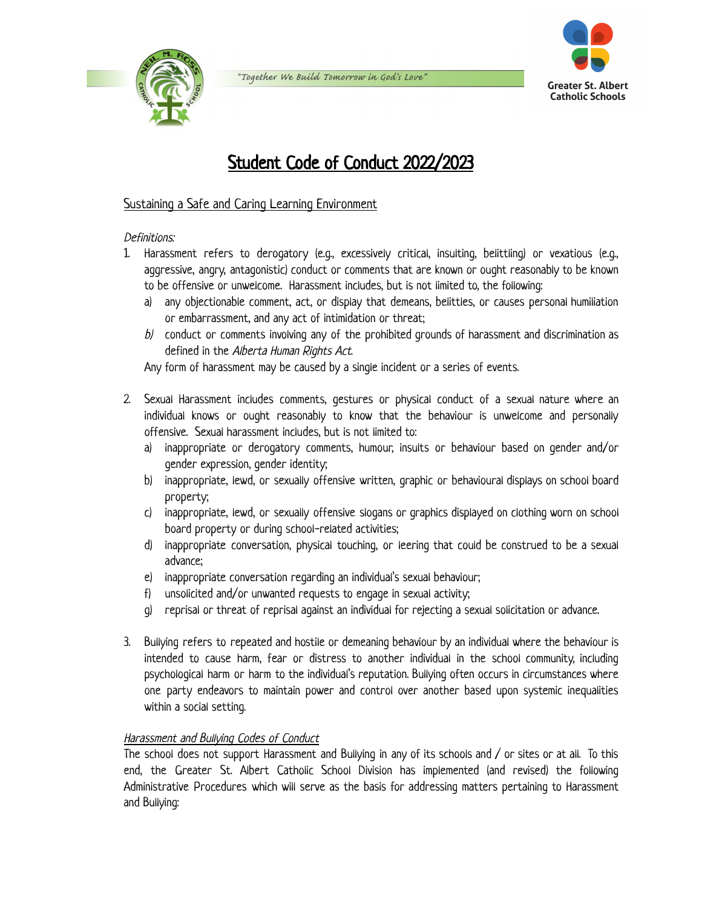"Together We Build Tomorrow in God's Love"

Greater St. Albert Catholic Schools

# Student Code of Conduct 2022/2023

## Sustaining a Safe and Caring Learning Environment

*Definitions:*

1. Harassment refers to derogatory (e.g., excessively critical, insulting, belittling) or vexatious (e.g., aggressive, angry, antagonistic) conduct or comments that are known or ought reasonably to be known to be offensive or unwelcome. Harassment includes, but is not limited to, the following:
   a) any objectionable comment, act, or display that demeans, belittles, or causes personal humiliation or embarrassment, and any act of intimidation or threat;
   *b)* conduct or comments involving any of the prohibited grounds of harassment and discrimination as defined in the *Alberta Human Rights Act*.

   Any form of harassment may be caused by a single incident or a series of events.

2. Sexual Harassment includes comments, gestures or physical conduct of a sexual nature where an individual knows or ought reasonably to know that the behaviour is unwelcome and personally offensive. Sexual harassment includes, but is not limited to:
   a) inappropriate or derogatory comments, humour, insults or behaviour based on gender and/or gender expression, gender identity;
   b) inappropriate, lewd, or sexually offensive written, graphic or behavioural displays on school board property;
   c) inappropriate, lewd, or sexually offensive slogans or graphics displayed on clothing worn on school board property or during school-related activities;
   d) inappropriate conversation, physical touching, or leering that could be construed to be a sexual advance;
   e) inappropriate conversation regarding an individual's sexual behaviour;
   f) unsolicited and/or unwanted requests to engage in sexual activity;
   g) reprisal or threat of reprisal against an individual for rejecting a sexual solicitation or advance.

3. Bullying refers to repeated and hostile or demeaning behaviour by an individual where the behaviour is intended to cause harm, fear or distress to another individual in the school community, including psychological harm or harm to the individual's reputation. Bullying often occurs in circumstances where one party endeavors to maintain power and control over another based upon systemic inequalities within a social setting.

*Harassment and Bullying Codes of Conduct*

The school does not support Harassment and Bullying in any of its schools and / or sites or at all. To this end, the Greater St. Albert Catholic School Division has implemented (and revised) the following Administrative Procedures which will serve as the basis for addressing matters pertaining to Harassment and Bullying: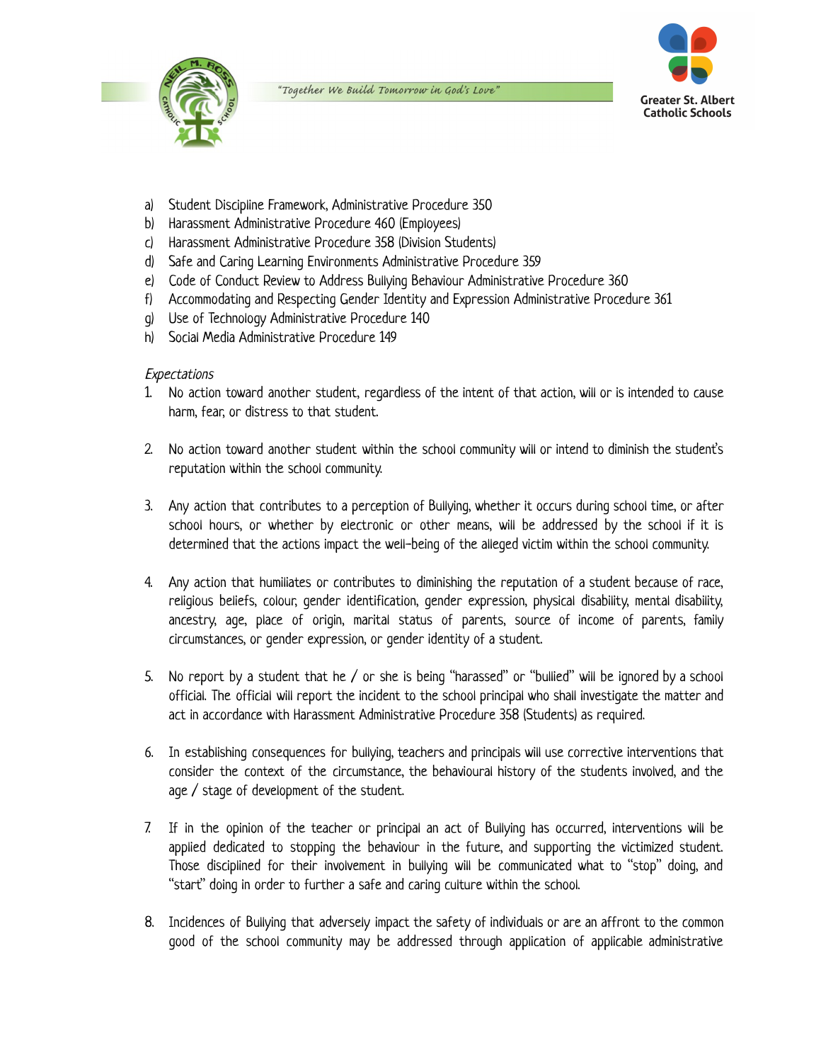a) Student Discipline Framework, Administrative Procedure 350
b) Harassment Administrative Procedure 460 (Employees)
c) Harassment Administrative Procedure 358 (Division Students)
d) Safe and Caring Learning Environments Administrative Procedure 359
e) Code of Conduct Review to Address Bullying Behaviour Administrative Procedure 360
f) Accommodating and Respecting Gender Identity and Expression Administrative Procedure 361
g) Use of Technology Administrative Procedure 140
h) Social Media Administrative Procedure 149

*Expectations*

1. No action toward another student, regardless of the intent of that action, will or is intended to cause harm, fear, or distress to that student.

2. No action toward another student within the school community will or intend to diminish the student's reputation within the school community.

3. Any action that contributes to a perception of Bullying, whether it occurs during school time, or after school hours, or whether by electronic or other means, will be addressed by the school if it is determined that the actions impact the well-being of the alleged victim within the school community.

4. Any action that humiliates or contributes to diminishing the reputation of a student because of race, religious beliefs, colour, gender identification, gender expression, physical disability, mental disability, ancestry, age, place of origin, marital status of parents, source of income of parents, family circumstances, or gender expression, or gender identity of a student.

5. No report by a student that he / or she is being "harassed" or "bullied" will be ignored by a school official. The official will report the incident to the school principal who shall investigate the matter and act in accordance with Harassment Administrative Procedure 358 (Students) as required.

6. In establishing consequences for bullying, teachers and principals will use corrective interventions that consider the context of the circumstance, the behavioural history of the students involved, and the age / stage of development of the student.

7. If in the opinion of the teacher or principal an act of Bullying has occurred, interventions will be applied dedicated to stopping the behaviour in the future, and supporting the victimized student. Those disciplined for their involvement in bullying will be communicated what to "stop" doing, and "start" doing in order to further a safe and caring culture within the school.

8. Incidences of Bullying that adversely impact the safety of individuals or are an affront to the common good of the school community may be addressed through application of applicable administrative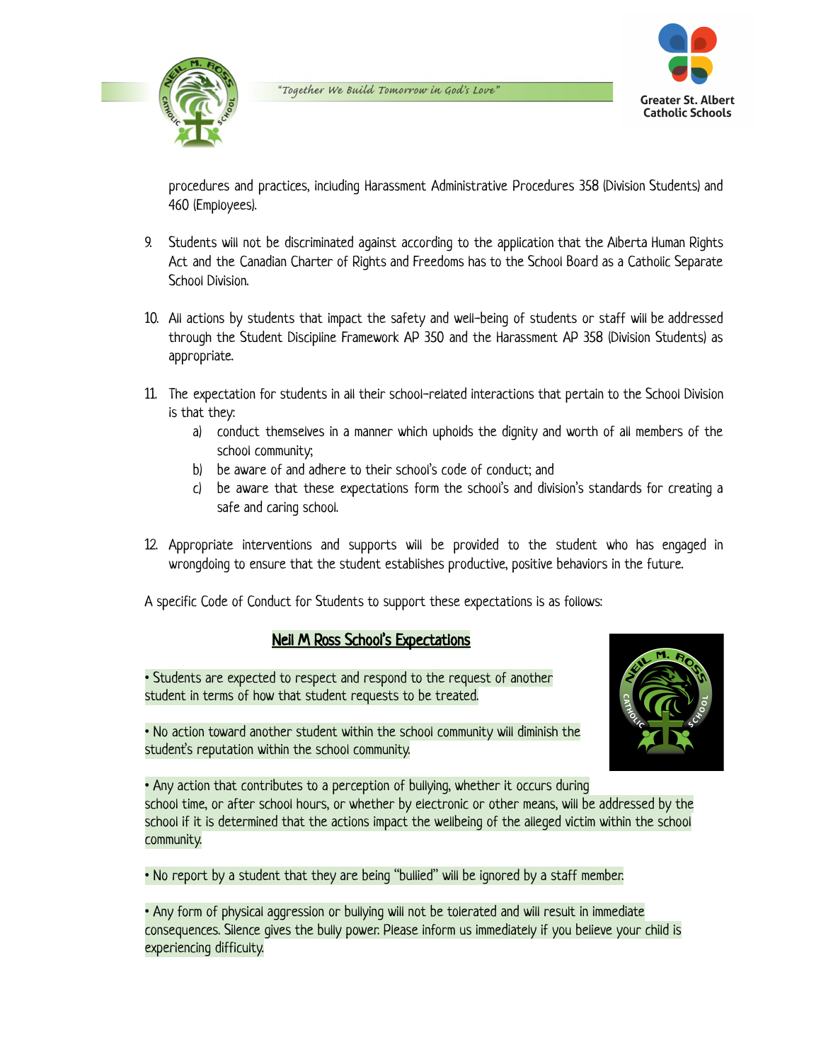procedures and practices, including Harassment Administrative Procedures 358 (Division Students) and 460 (Employees).

9. Students will not be discriminated against according to the application that the Alberta Human Rights Act and the Canadian Charter of Rights and Freedoms has to the School Board as a Catholic Separate School Division.

10. All actions by students that impact the safety and well-being of students or staff will be addressed through the Student Discipline Framework AP 350 and the Harassment AP 358 (Division Students) as appropriate.

11. The expectation for students in all their school-related interactions that pertain to the School Division is that they:
    a) conduct themselves in a manner which upholds the dignity and worth of all members of the school community;
    b) be aware of and adhere to their school's code of conduct; and
    c) be aware that these expectations form the school's and division's standards for creating a safe and caring school.

12. Appropriate interventions and supports will be provided to the student who has engaged in wrongdoing to ensure that the student establishes productive, positive behaviors in the future.

A specific Code of Conduct for Students to support these expectations is as follows:

## Neil M Ross School's Expectations

• Students are expected to respect and respond to the request of another student in terms of how that student requests to be treated.

• No action toward another student within the school community will diminish the student's reputation within the school community.

• Any action that contributes to a perception of bullying, whether it occurs during school time, or after school hours, or whether by electronic or other means, will be addressed by the school if it is determined that the actions impact the wellbeing of the alleged victim within the school community.

• No report by a student that they are being "bullied" will be ignored by a staff member.

• Any form of physical aggression or bullying will not be tolerated and will result in immediate consequences. Silence gives the bully power. Please inform us immediately if you believe your child is experiencing difficulty.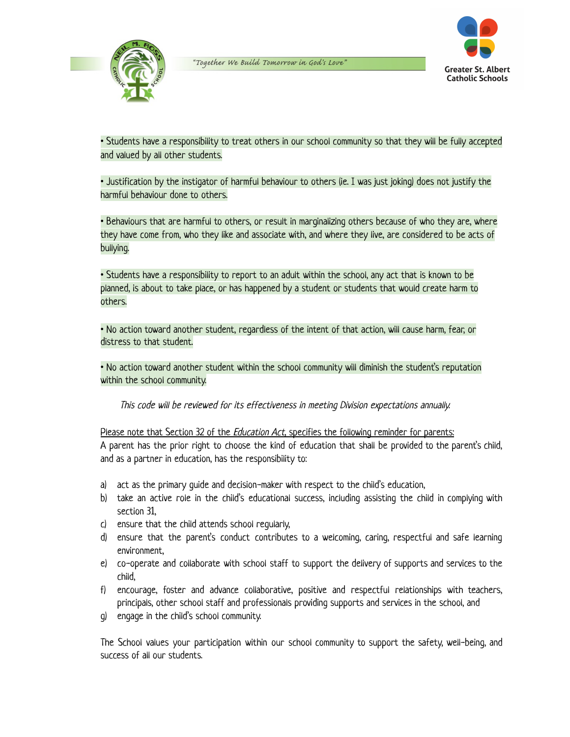- Students have a responsibility to treat others in our school community so that they will be fully accepted and valued by all other students.

- Justification by the instigator of harmful behaviour to others (ie. I was just joking) does not justify the harmful behaviour done to others.

- Behaviours that are harmful to others, or result in marginalizing others because of who they are, where they have come from, who they like and associate with, and where they live, are considered to be acts of bullying.

- Students have a responsibility to report to an adult within the school, any act that is known to be planned, is about to take place, or has happened by a student or students that would create harm to others.

- No action toward another student, regardless of the intent of that action, will cause harm, fear, or distress to that student.

- No action toward another student within the school community will diminish the student's reputation within the school community.

*This code will be reviewed for its effectiveness in meeting Division expectations annually.*

Please note that Section 32 of the *Education Act*, specifies the following reminder for parents:

A parent has the prior right to choose the kind of education that shall be provided to the parent's child, and as a partner in education, has the responsibility to:

a) act as the primary guide and decision-maker with respect to the child's education,
b) take an active role in the child's educational success, including assisting the child in complying with section 31,
c) ensure that the child attends school regularly,
d) ensure that the parent's conduct contributes to a welcoming, caring, respectful and safe learning environment,
e) co-operate and collaborate with school staff to support the delivery of supports and services to the child,
f) encourage, foster and advance collaborative, positive and respectful relationships with teachers, principals, other school staff and professionals providing supports and services in the school, and
g) engage in the child's school community.

The School values your participation within our school community to support the safety, well-being, and success of all our students.